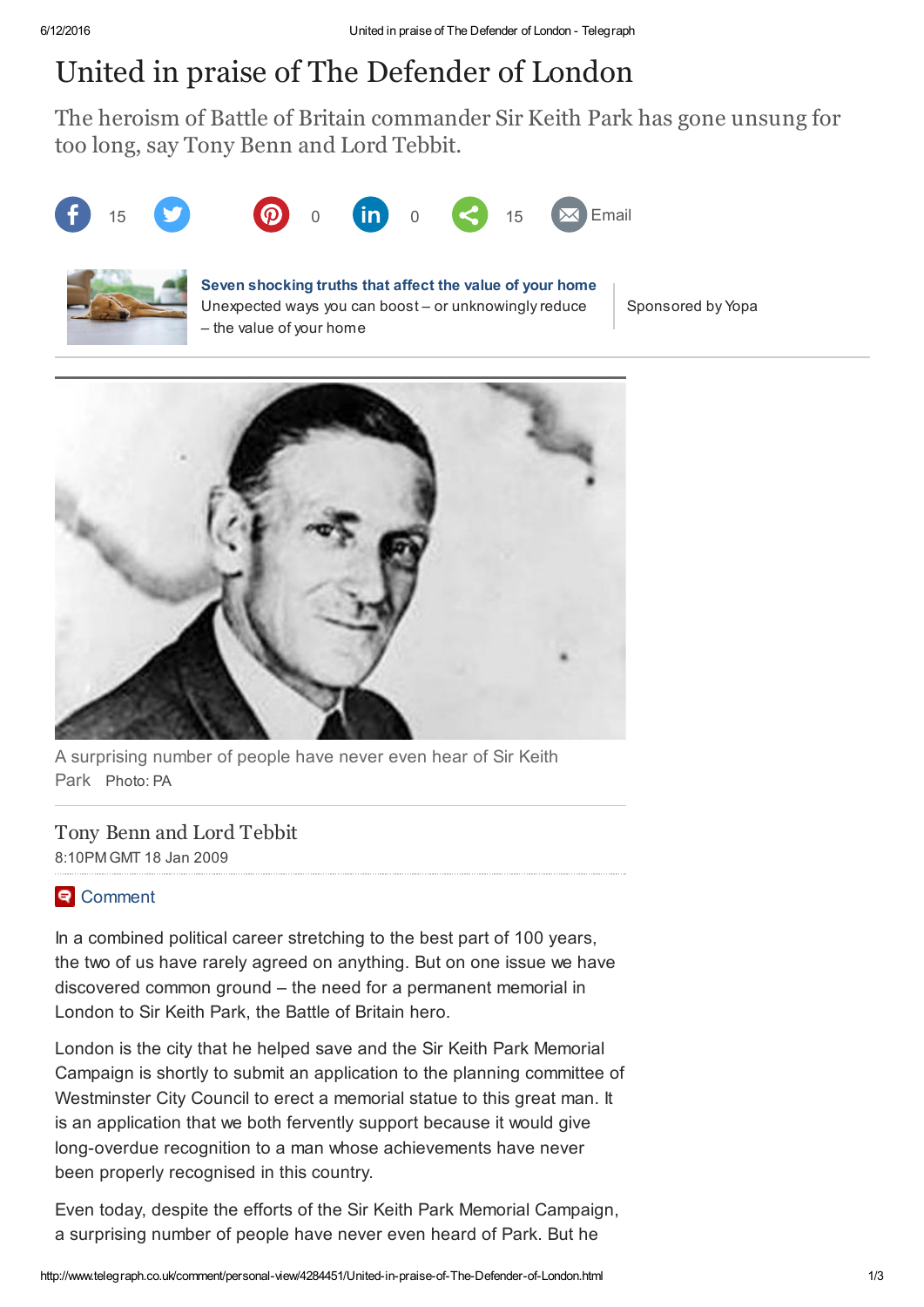# United in praise of The Defender of London

The heroism of Battle of Britain commander Sir Keith Park has gone unsung for too long, say Tony Benn and Lord Tebbit.

A surprising number of people have never even hear of Sir Keith Park Photo: PA

Tony Benn and Lord Tebbit
8:10PM GMT 18 Jan 2009

In a combined political career stretching to the best part of 100 years, the two of us have rarely agreed on anything. But on one issue we have discovered common ground – the need for a permanent memorial in London to Sir Keith Park, the Battle of Britain hero.

London is the city that he helped save and the Sir Keith Park Memorial Campaign is shortly to submit an application to the planning committee of Westminster City Council to erect a memorial statue to this great man. It is an application that we both fervently support because it would give long-overdue recognition to a man whose achievements have never been properly recognised in this country.

Even today, despite the efforts of the Sir Keith Park Memorial Campaign, a surprising number of people have never even heard of Park. But he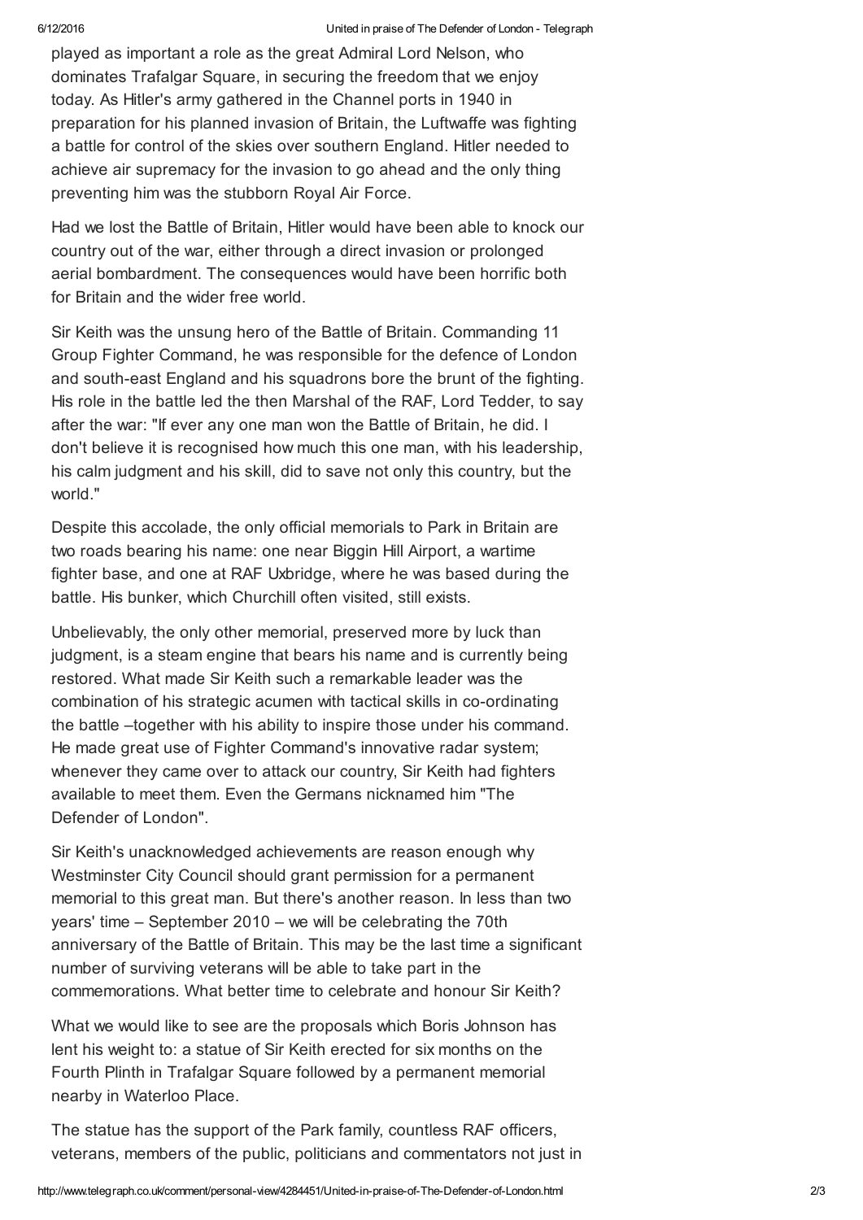played as important a role as the great Admiral Lord Nelson, who dominates Trafalgar Square, in securing the freedom that we enjoy today. As Hitler's army gathered in the Channel ports in 1940 in preparation for his planned invasion of Britain, the Luftwaffe was fighting a battle for control of the skies over southern England. Hitler needed to achieve air supremacy for the invasion to go ahead and the only thing preventing him was the stubborn Royal Air Force.

Had we lost the Battle of Britain, Hitler would have been able to knock our country out of the war, either through a direct invasion or prolonged aerial bombardment. The consequences would have been horrific both for Britain and the wider free world.

Sir Keith was the unsung hero of the Battle of Britain. Commanding 11 Group Fighter Command, he was responsible for the defence of London and south-east England and his squadrons bore the brunt of the fighting. His role in the battle led the then Marshal of the RAF, Lord Tedder, to say after the war: "If ever any one man won the Battle of Britain, he did. I don't believe it is recognised how much this one man, with his leadership, his calm judgment and his skill, did to save not only this country, but the world."

Despite this accolade, the only official memorials to Park in Britain are two roads bearing his name: one near Biggin Hill Airport, a wartime fighter base, and one at RAF Uxbridge, where he was based during the battle. His bunker, which Churchill often visited, still exists.

Unbelievably, the only other memorial, preserved more by luck than judgment, is a steam engine that bears his name and is currently being restored. What made Sir Keith such a remarkable leader was the combination of his strategic acumen with tactical skills in co-ordinating the battle –together with his ability to inspire those under his command. He made great use of Fighter Command's innovative radar system; whenever they came over to attack our country, Sir Keith had fighters available to meet them. Even the Germans nicknamed him "The Defender of London".

Sir Keith's unacknowledged achievements are reason enough why Westminster City Council should grant permission for a permanent memorial to this great man. But there's another reason. In less than two years' time – September 2010 – we will be celebrating the 70th anniversary of the Battle of Britain. This may be the last time a significant number of surviving veterans will be able to take part in the commemorations. What better time to celebrate and honour Sir Keith?

What we would like to see are the proposals which Boris Johnson has lent his weight to: a statue of Sir Keith erected for six months on the Fourth Plinth in Trafalgar Square followed by a permanent memorial nearby in Waterloo Place.

The statue has the support of the Park family, countless RAF officers, veterans, members of the public, politicians and commentators not just in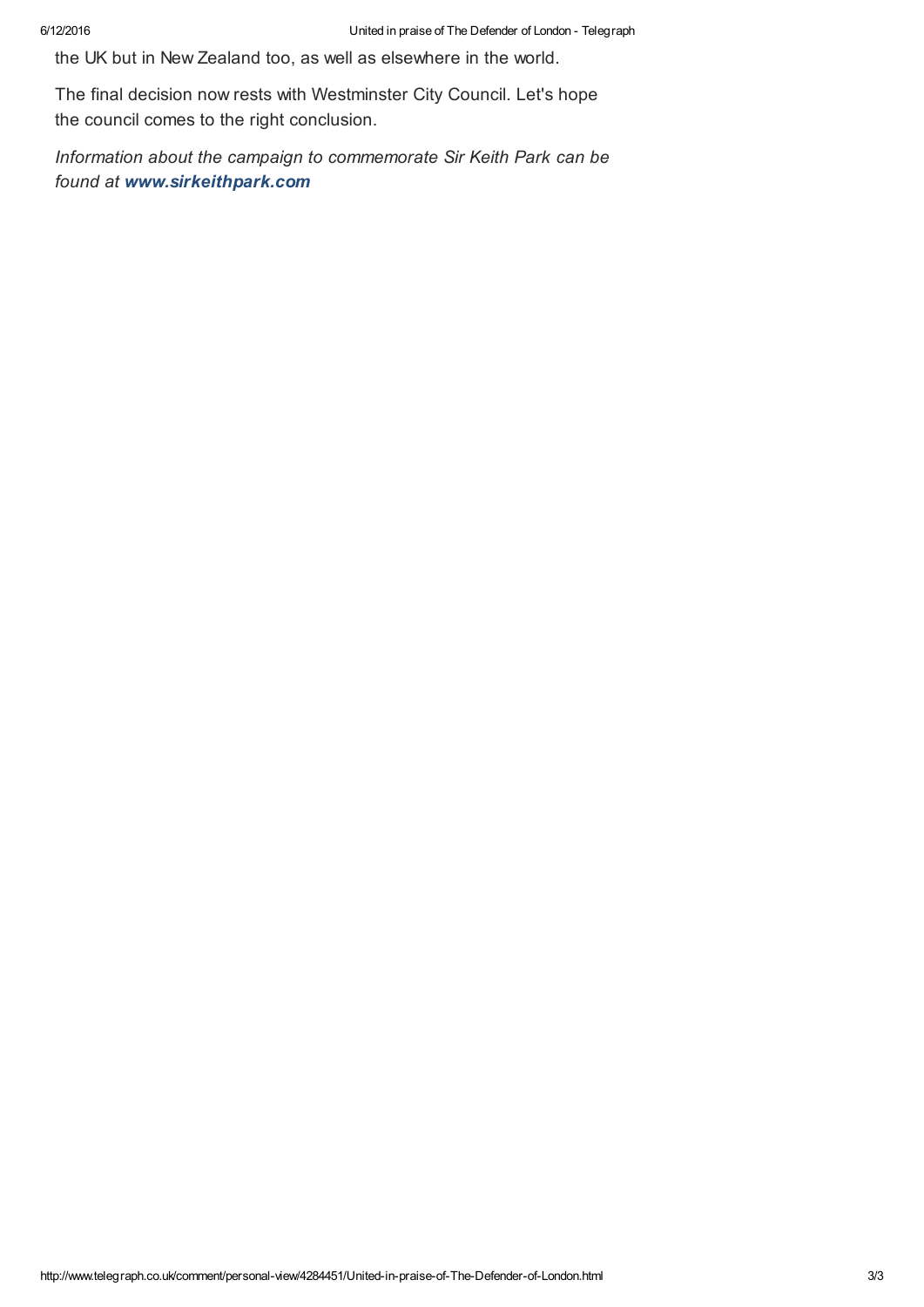the UK but in New Zealand too, as well as elsewhere in the world.

The final decision now rests with Westminster City Council. Let's hope the council comes to the right conclusion.

*Information about the campaign to commemorate Sir Keith Park can be found at **www.sirkeithpark.com***